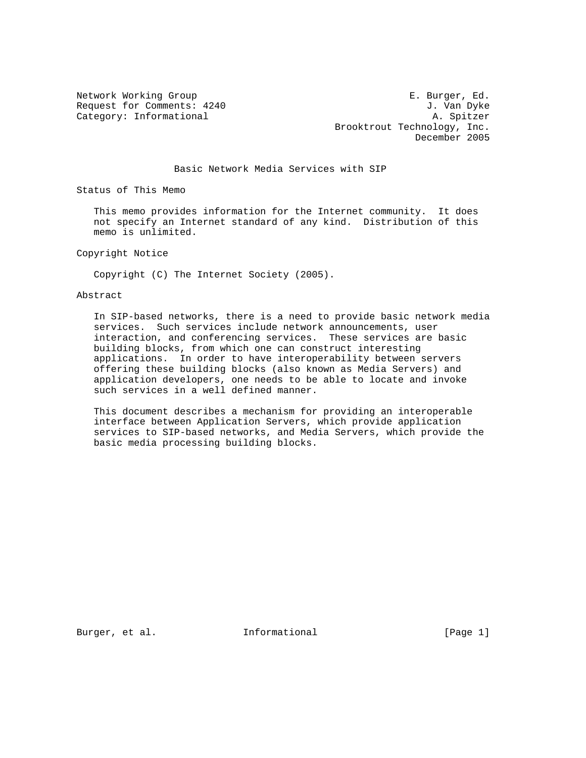Network Working Group E. Burger, Ed.
Request for Comments: 4240 J. Van Dyke
Category: Informational A. Spitzer
Brooktrout Technology, Inc.
December 2005

# Basic Network Media Services with SIP

## Status of This Memo

This memo provides information for the Internet community. It does not specify an Internet standard of any kind. Distribution of this memo is unlimited.

## Copyright Notice

Copyright (C) The Internet Society (2005).

## Abstract

In SIP-based networks, there is a need to provide basic network media services. Such services include network announcements, user interaction, and conferencing services. These services are basic building blocks, from which one can construct interesting applications. In order to have interoperability between servers offering these building blocks (also known as Media Servers) and application developers, one needs to be able to locate and invoke such services in a well defined manner.

This document describes a mechanism for providing an interoperable interface between Application Servers, which provide application services to SIP-based networks, and Media Servers, which provide the basic media processing building blocks.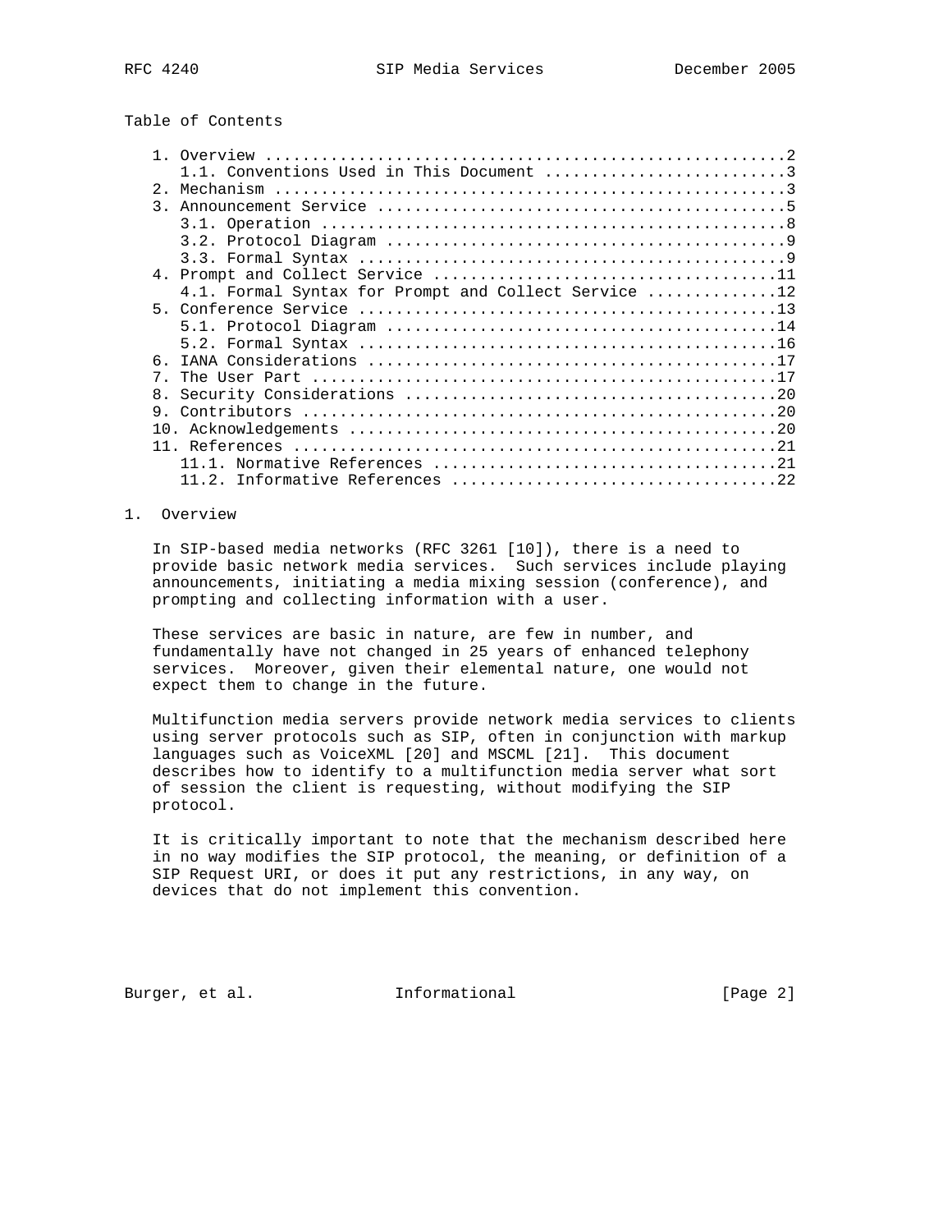Table of Contents

```
   1. Overview ........................................................2
      1.1. Conventions Used in This Document ..........................3
   2. Mechanism .......................................................3
   3. Announcement Service ............................................5
      3.1. Operation ..................................................8
      3.2. Protocol Diagram ...........................................9
      3.3. Formal Syntax ..............................................9
   4. Prompt and Collect Service .....................................11
      4.1. Formal Syntax for Prompt and Collect Service ..............12
   5. Conference Service .............................................13
      5.1. Protocol Diagram ..........................................14
      5.2. Formal Syntax .............................................16
   6. IANA Considerations ............................................17
   7. The User Part ..................................................17
   8. Security Considerations ........................................20
   9. Contributors ...................................................20
   10. Acknowledgements ..............................................20
   11. References ....................................................21
      11.1. Normative References .....................................21
      11.2. Informative References ...................................22
```

# 1. Overview

In SIP-based media networks (RFC 3261 [10]), there is a need to provide basic network media services. Such services include playing announcements, initiating a media mixing session (conference), and prompting and collecting information with a user.

These services are basic in nature, are few in number, and fundamentally have not changed in 25 years of enhanced telephony services. Moreover, given their elemental nature, one would not expect them to change in the future.

Multifunction media servers provide network media services to clients using server protocols such as SIP, often in conjunction with markup languages such as VoiceXML [20] and MSCML [21]. This document describes how to identify to a multifunction media server what sort of session the client is requesting, without modifying the SIP protocol.

It is critically important to note that the mechanism described here in no way modifies the SIP protocol, the meaning, or definition of a SIP Request URI, or does it put any restrictions, in any way, on devices that do not implement this convention.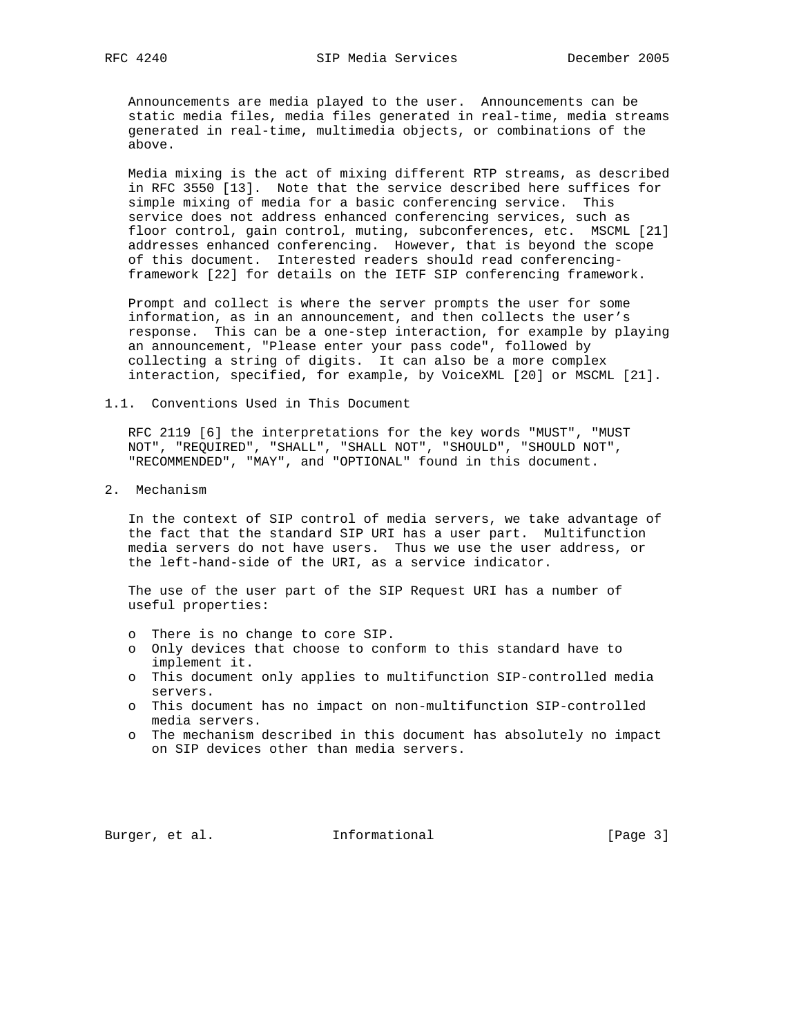Announcements are media played to the user. Announcements can be static media files, media files generated in real-time, media streams generated in real-time, multimedia objects, or combinations of the above.

Media mixing is the act of mixing different RTP streams, as described in RFC 3550 [13]. Note that the service described here suffices for simple mixing of media for a basic conferencing service. This service does not address enhanced conferencing services, such as floor control, gain control, muting, subconferences, etc. MSCML [21] addresses enhanced conferencing. However, that is beyond the scope of this document. Interested readers should read conferencing-framework [22] for details on the IETF SIP conferencing framework.

Prompt and collect is where the server prompts the user for some information, as in an announcement, and then collects the user's response. This can be a one-step interaction, for example by playing an announcement, "Please enter your pass code", followed by collecting a string of digits. It can also be a more complex interaction, specified, for example, by VoiceXML [20] or MSCML [21].

### 1.1. Conventions Used in This Document

RFC 2119 [6] the interpretations for the key words "MUST", "MUST NOT", "REQUIRED", "SHALL", "SHALL NOT", "SHOULD", "SHOULD NOT", "RECOMMENDED", "MAY", and "OPTIONAL" found in this document.

## 2. Mechanism

In the context of SIP control of media servers, we take advantage of the fact that the standard SIP URI has a user part. Multifunction media servers do not have users. Thus we use the user address, or the left-hand-side of the URI, as a service indicator.

The use of the user part of the SIP Request URI has a number of useful properties:

- There is no change to core SIP.
- Only devices that choose to conform to this standard have to implement it.
- This document only applies to multifunction SIP-controlled media servers.
- This document has no impact on non-multifunction SIP-controlled media servers.
- The mechanism described in this document has absolutely no impact on SIP devices other than media servers.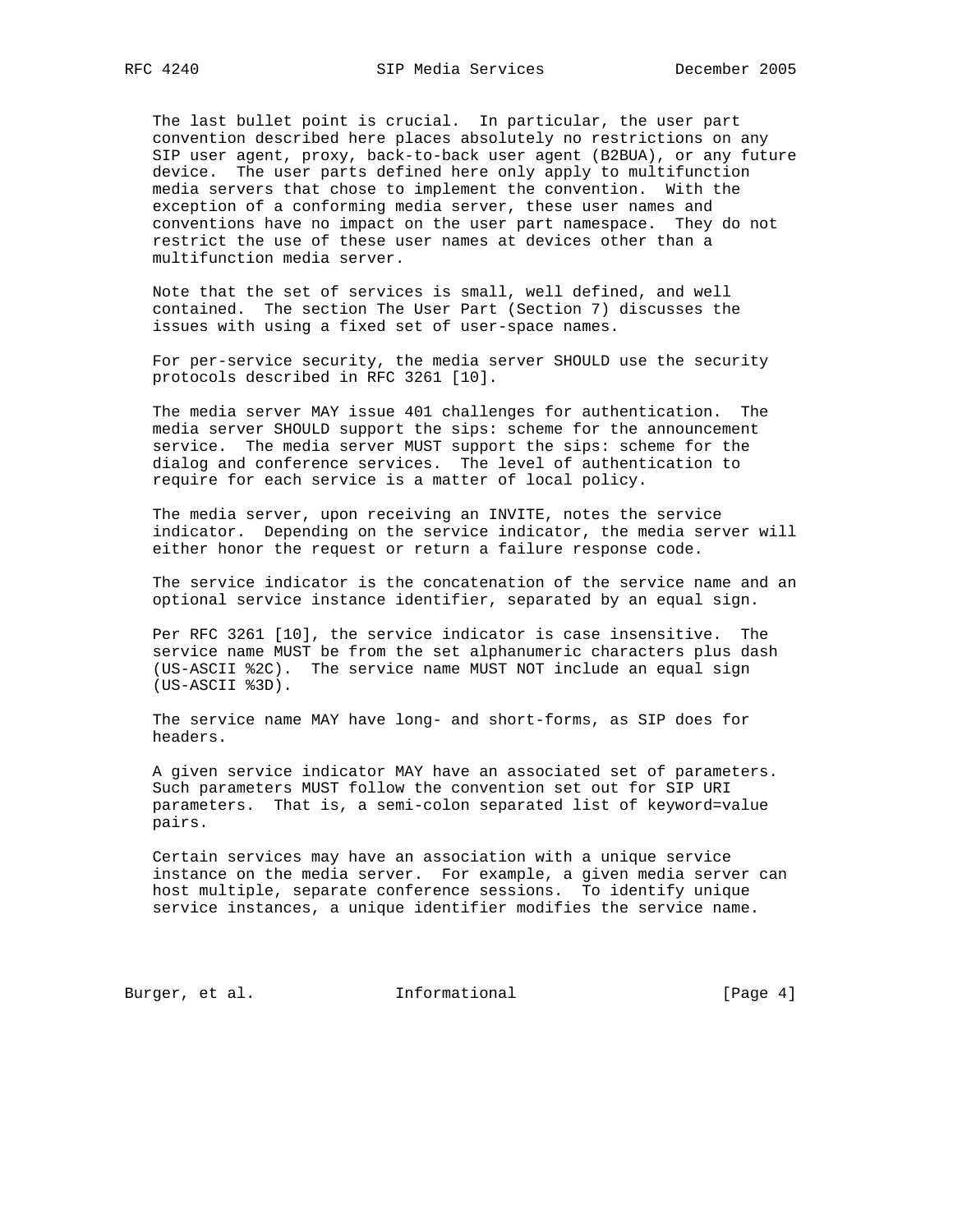The last bullet point is crucial. In particular, the user part convention described here places absolutely no restrictions on any SIP user agent, proxy, back-to-back user agent (B2BUA), or any future device. The user parts defined here only apply to multifunction media servers that chose to implement the convention. With the exception of a conforming media server, these user names and conventions have no impact on the user part namespace. They do not restrict the use of these user names at devices other than a multifunction media server.

Note that the set of services is small, well defined, and well contained. The section The User Part (Section 7) discusses the issues with using a fixed set of user-space names.

For per-service security, the media server SHOULD use the security protocols described in RFC 3261 [10].

The media server MAY issue 401 challenges for authentication. The media server SHOULD support the sips: scheme for the announcement service. The media server MUST support the sips: scheme for the dialog and conference services. The level of authentication to require for each service is a matter of local policy.

The media server, upon receiving an INVITE, notes the service indicator. Depending on the service indicator, the media server will either honor the request or return a failure response code.

The service indicator is the concatenation of the service name and an optional service instance identifier, separated by an equal sign.

Per RFC 3261 [10], the service indicator is case insensitive. The service name MUST be from the set alphanumeric characters plus dash (US-ASCII %2C). The service name MUST NOT include an equal sign (US-ASCII %3D).

The service name MAY have long- and short-forms, as SIP does for headers.

A given service indicator MAY have an associated set of parameters. Such parameters MUST follow the convention set out for SIP URI parameters. That is, a semi-colon separated list of keyword=value pairs.

Certain services may have an association with a unique service instance on the media server. For example, a given media server can host multiple, separate conference sessions. To identify unique service instances, a unique identifier modifies the service name.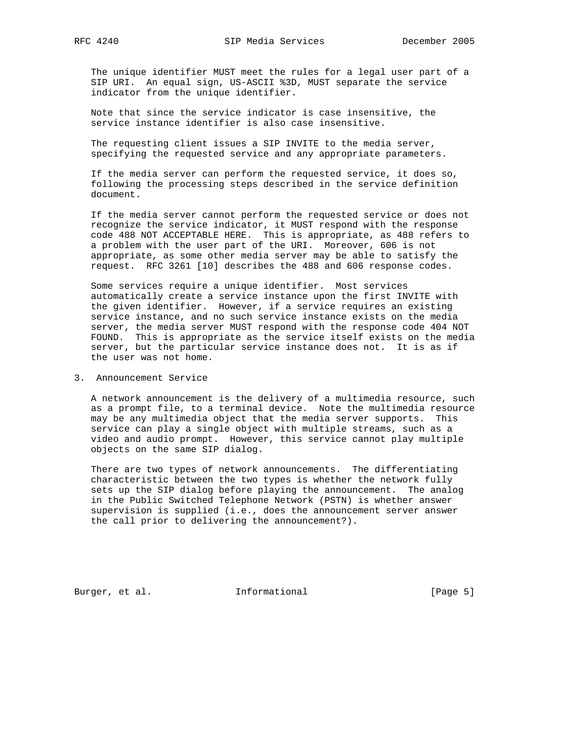The unique identifier MUST meet the rules for a legal user part of a SIP URI. An equal sign, US-ASCII %3D, MUST separate the service indicator from the unique identifier.

Note that since the service indicator is case insensitive, the service instance identifier is also case insensitive.

The requesting client issues a SIP INVITE to the media server, specifying the requested service and any appropriate parameters.

If the media server can perform the requested service, it does so, following the processing steps described in the service definition document.

If the media server cannot perform the requested service or does not recognize the service indicator, it MUST respond with the response code 488 NOT ACCEPTABLE HERE. This is appropriate, as 488 refers to a problem with the user part of the URI. Moreover, 606 is not appropriate, as some other media server may be able to satisfy the request. RFC 3261 [10] describes the 488 and 606 response codes.

Some services require a unique identifier. Most services automatically create a service instance upon the first INVITE with the given identifier. However, if a service requires an existing service instance, and no such service instance exists on the media server, the media server MUST respond with the response code 404 NOT FOUND. This is appropriate as the service itself exists on the media server, but the particular service instance does not. It is as if the user was not home.

## 3. Announcement Service

A network announcement is the delivery of a multimedia resource, such as a prompt file, to a terminal device. Note the multimedia resource may be any multimedia object that the media server supports. This service can play a single object with multiple streams, such as a video and audio prompt. However, this service cannot play multiple objects on the same SIP dialog.

There are two types of network announcements. The differentiating characteristic between the two types is whether the network fully sets up the SIP dialog before playing the announcement. The analog in the Public Switched Telephone Network (PSTN) is whether answer supervision is supplied (i.e., does the announcement server answer the call prior to delivering the announcement?).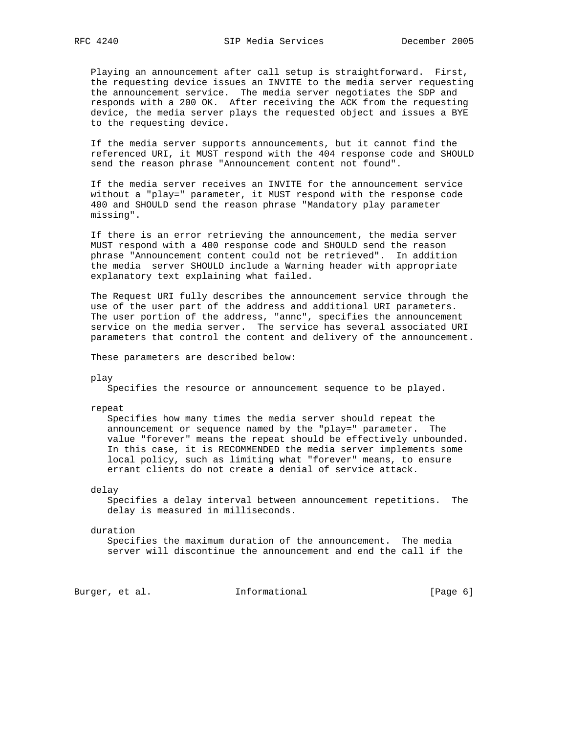Playing an announcement after call setup is straightforward. First, the requesting device issues an INVITE to the media server requesting the announcement service. The media server negotiates the SDP and responds with a 200 OK. After receiving the ACK from the requesting device, the media server plays the requested object and issues a BYE to the requesting device.

If the media server supports announcements, but it cannot find the referenced URI, it MUST respond with the 404 response code and SHOULD send the reason phrase "Announcement content not found".

If the media server receives an INVITE for the announcement service without a "play=" parameter, it MUST respond with the response code 400 and SHOULD send the reason phrase "Mandatory play parameter missing".

If there is an error retrieving the announcement, the media server MUST respond with a 400 response code and SHOULD send the reason phrase "Announcement content could not be retrieved". In addition the media server SHOULD include a Warning header with appropriate explanatory text explaining what failed.

The Request URI fully describes the announcement service through the use of the user part of the address and additional URI parameters. The user portion of the address, "annc", specifies the announcement service on the media server. The service has several associated URI parameters that control the content and delivery of the announcement.

These parameters are described below:

play
   Specifies the resource or announcement sequence to be played.

repeat
   Specifies how many times the media server should repeat the announcement or sequence named by the "play=" parameter. The value "forever" means the repeat should be effectively unbounded. In this case, it is RECOMMENDED the media server implements some local policy, such as limiting what "forever" means, to ensure errant clients do not create a denial of service attack.

delay
   Specifies a delay interval between announcement repetitions. The delay is measured in milliseconds.

duration
   Specifies the maximum duration of the announcement. The media server will discontinue the announcement and end the call if the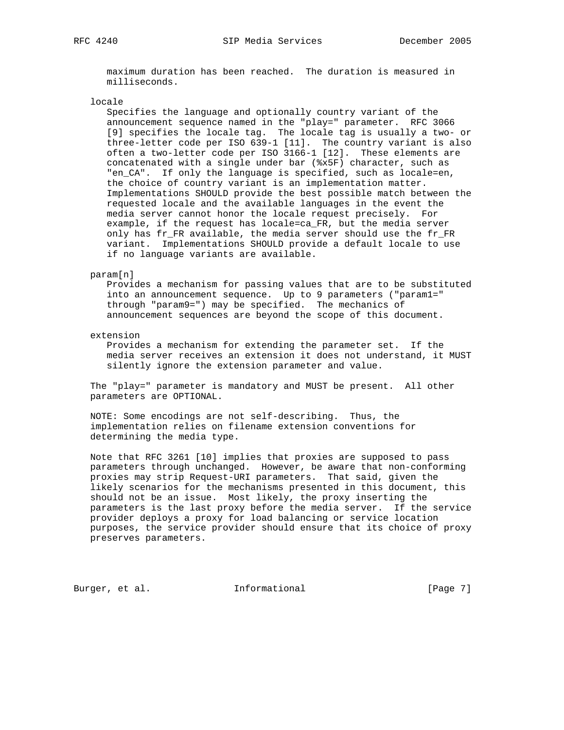maximum duration has been reached. The duration is measured in milliseconds.

locale

Specifies the language and optionally country variant of the announcement sequence named in the "play=" parameter. RFC 3066 [9] specifies the locale tag. The locale tag is usually a two- or three-letter code per ISO 639-1 [11]. The country variant is also often a two-letter code per ISO 3166-1 [12]. These elements are concatenated with a single under bar (%x5F) character, such as "en_CA". If only the language is specified, such as locale=en, the choice of country variant is an implementation matter. Implementations SHOULD provide the best possible match between the requested locale and the available languages in the event the media server cannot honor the locale request precisely. For example, if the request has locale=ca_FR, but the media server only has fr_FR available, the media server should use the fr_FR variant. Implementations SHOULD provide a default locale to use if no language variants are available.

param[n]

Provides a mechanism for passing values that are to be substituted into an announcement sequence. Up to 9 parameters ("param1=" through "param9=") may be specified. The mechanics of announcement sequences are beyond the scope of this document.

extension

Provides a mechanism for extending the parameter set. If the media server receives an extension it does not understand, it MUST silently ignore the extension parameter and value.

The "play=" parameter is mandatory and MUST be present. All other parameters are OPTIONAL.

NOTE: Some encodings are not self-describing. Thus, the implementation relies on filename extension conventions for determining the media type.

Note that RFC 3261 [10] implies that proxies are supposed to pass parameters through unchanged. However, be aware that non-conforming proxies may strip Request-URI parameters. That said, given the likely scenarios for the mechanisms presented in this document, this should not be an issue. Most likely, the proxy inserting the parameters is the last proxy before the media server. If the service provider deploys a proxy for load balancing or service location purposes, the service provider should ensure that its choice of proxy preserves parameters.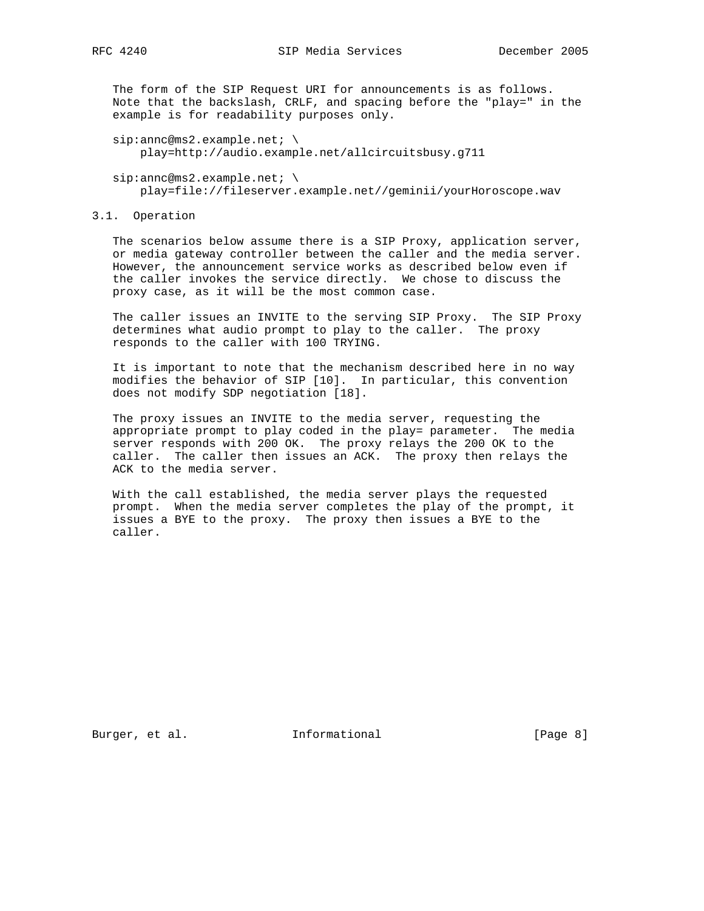The form of the SIP Request URI for announcements is as follows. Note that the backslash, CRLF, and spacing before the "play=" in the example is for readability purposes only.

```
sip:annc@ms2.example.net; \
    play=http://audio.example.net/allcircuitsbusy.g711

sip:annc@ms2.example.net; \
    play=file://fileserver.example.net//geminii/yourHoroscope.wav
```

## 3.1. Operation

The scenarios below assume there is a SIP Proxy, application server, or media gateway controller between the caller and the media server. However, the announcement service works as described below even if the caller invokes the service directly. We chose to discuss the proxy case, as it will be the most common case.

The caller issues an INVITE to the serving SIP Proxy. The SIP Proxy determines what audio prompt to play to the caller. The proxy responds to the caller with 100 TRYING.

It is important to note that the mechanism described here in no way modifies the behavior of SIP [10]. In particular, this convention does not modify SDP negotiation [18].

The proxy issues an INVITE to the media server, requesting the appropriate prompt to play coded in the play= parameter. The media server responds with 200 OK. The proxy relays the 200 OK to the caller. The caller then issues an ACK. The proxy then relays the ACK to the media server.

With the call established, the media server plays the requested prompt. When the media server completes the play of the prompt, it issues a BYE to the proxy. The proxy then issues a BYE to the caller.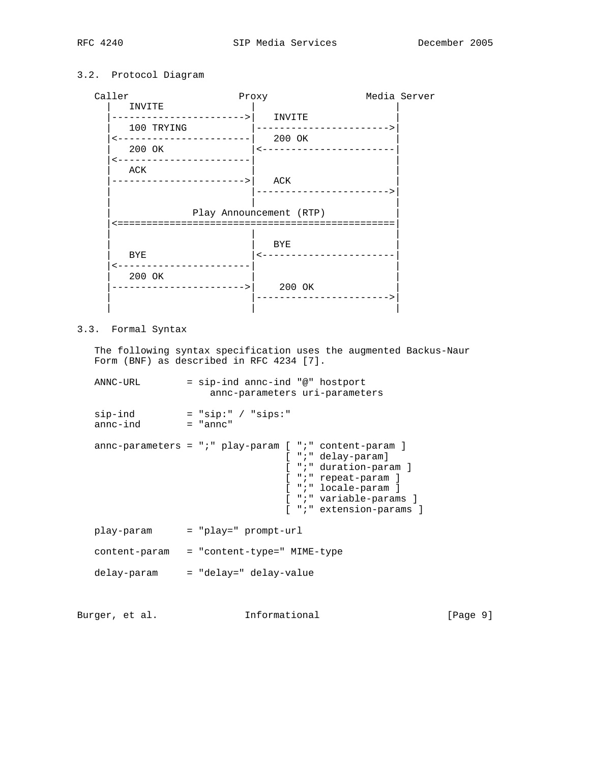### 3.2. Protocol Diagram

```
   Caller                  Proxy                 Media Server
     |   INVITE              |                       |
     |---------------------->|   INVITE              |
     |   100 TRYING          |---------------------->|
     |<----------------------|   200 OK              |
     |   200 OK              |<----------------------|
     |<----------------------|                       |
     |   ACK                 |                       |
     |---------------------->|   ACK                 |
     |                       |---------------------->|
     |                       |                       |
     |              Play Announcement (RTP)          |
     |<==============================================|
     |                       |                       |
     |                       |   BYE                 |
     |   BYE                 |<----------------------|
     |<----------------------|                       |
     |   200 OK              |                       |
     |---------------------->|    200 OK             |
     |                       |---------------------->|
     |                       |                       |
```

### 3.3. Formal Syntax

The following syntax specification uses the augmented Backus-Naur Form (BNF) as described in RFC 4234 [7].

```
   ANNC-URL        = sip-ind annc-ind "@" hostport
                       annc-parameters uri-parameters

   sip-ind         = "sip:" / "sips:"
   annc-ind        = "annc"

   annc-parameters = ";" play-param [ ";" content-param ]
                                    [ ";" delay-param]
                                    [ ";" duration-param ]
                                    [ ";" repeat-param ]
                                    [ ";" locale-param ]
                                    [ ";" variable-params ]
                                    [ ";" extension-params ]

   play-param      = "play=" prompt-url

   content-param   = "content-type=" MIME-type

   delay-param     = "delay=" delay-value
```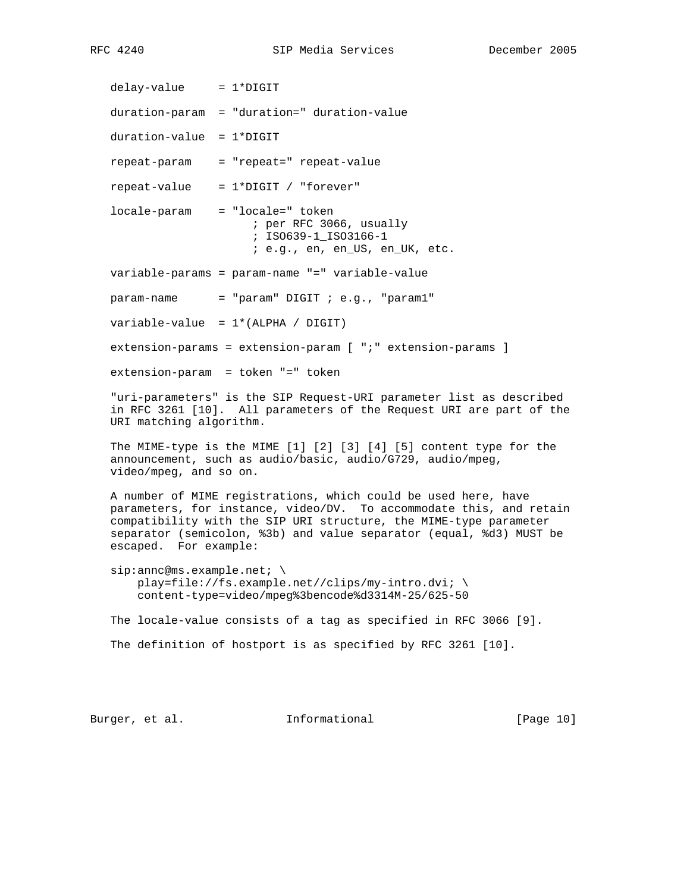```
delay-value     = 1*DIGIT

duration-param  = "duration=" duration-value

duration-value  = 1*DIGIT

repeat-param    = "repeat=" repeat-value

repeat-value    = 1*DIGIT / "forever"

locale-param    = "locale=" token
                     ; per RFC 3066, usually
                     ; ISO639-1_ISO3166-1
                     ; e.g., en, en_US, en_UK, etc.

variable-params = param-name "=" variable-value

param-name      = "param" DIGIT ; e.g., "param1"

variable-value  = 1*(ALPHA / DIGIT)

extension-params = extension-param [ ";" extension-params ]

extension-param  = token "=" token
```

"uri-parameters" is the SIP Request-URI parameter list as described in RFC 3261 [10]. All parameters of the Request URI are part of the URI matching algorithm.

The MIME-type is the MIME [1] [2] [3] [4] [5] content type for the announcement, such as audio/basic, audio/G729, audio/mpeg, video/mpeg, and so on.

A number of MIME registrations, which could be used here, have parameters, for instance, video/DV. To accommodate this, and retain compatibility with the SIP URI structure, the MIME-type parameter separator (semicolon, %3b) and value separator (equal, %d3) MUST be escaped. For example:

```
sip:annc@ms.example.net; \
    play=file://fs.example.net//clips/my-intro.dvi; \
    content-type=video/mpeg%3bencode%d3314M-25/625-50
```

The locale-value consists of a tag as specified in RFC 3066 [9].

The definition of hostport is as specified by RFC 3261 [10].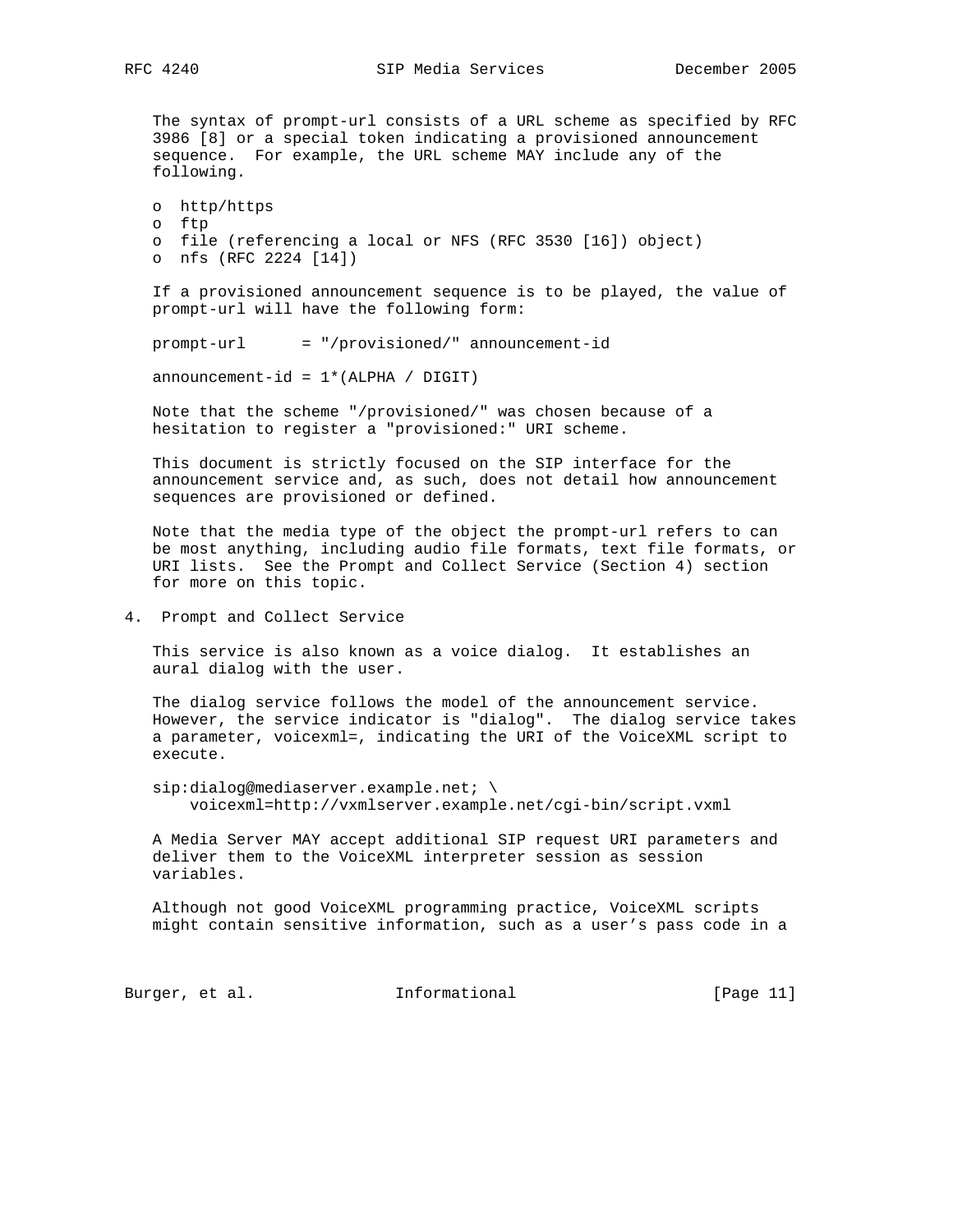The syntax of prompt-url consists of a URL scheme as specified by RFC 3986 [8] or a special token indicating a provisioned announcement sequence. For example, the URL scheme MAY include any of the following.

- http/https
- ftp
- file (referencing a local or NFS (RFC 3530 [16]) object)
- nfs (RFC 2224 [14])

If a provisioned announcement sequence is to be played, the value of prompt-url will have the following form:

```
prompt-url      = "/provisioned/" announcement-id

announcement-id = 1*(ALPHA / DIGIT)
```

Note that the scheme "/provisioned/" was chosen because of a hesitation to register a "provisioned:" URI scheme.

This document is strictly focused on the SIP interface for the announcement service and, as such, does not detail how announcement sequences are provisioned or defined.

Note that the media type of the object the prompt-url refers to can be most anything, including audio file formats, text file formats, or URI lists. See the Prompt and Collect Service (Section 4) section for more on this topic.

## 4. Prompt and Collect Service

This service is also known as a voice dialog. It establishes an aural dialog with the user.

The dialog service follows the model of the announcement service. However, the service indicator is "dialog". The dialog service takes a parameter, voicexml=, indicating the URI of the VoiceXML script to execute.

```
sip:dialog@mediaserver.example.net; \
    voicexml=http://vxmlserver.example.net/cgi-bin/script.vxml
```

A Media Server MAY accept additional SIP request URI parameters and deliver them to the VoiceXML interpreter session as session variables.

Although not good VoiceXML programming practice, VoiceXML scripts might contain sensitive information, such as a user’s pass code in a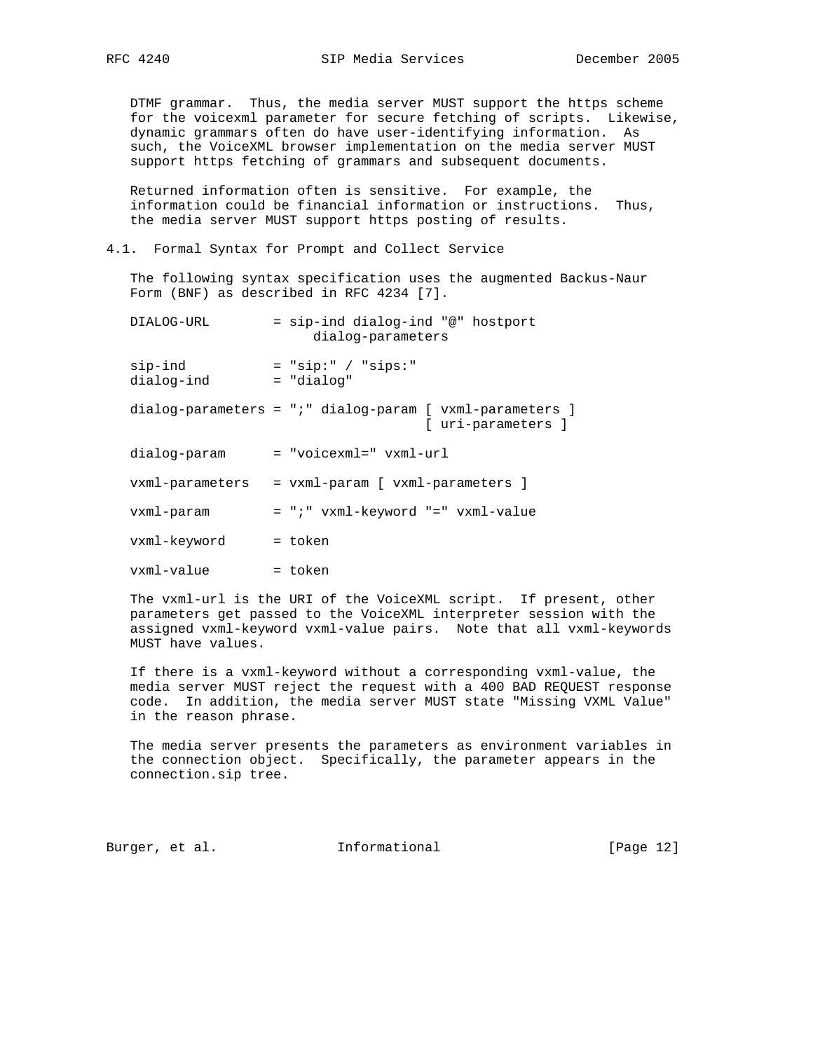DTMF grammar. Thus, the media server MUST support the https scheme for the voicexml parameter for secure fetching of scripts. Likewise, dynamic grammars often do have user-identifying information. As such, the VoiceXML browser implementation on the media server MUST support https fetching of grammars and subsequent documents.

Returned information often is sensitive. For example, the information could be financial information or instructions. Thus, the media server MUST support https posting of results.

### 4.1. Formal Syntax for Prompt and Collect Service

The following syntax specification uses the augmented Backus-Naur Form (BNF) as described in RFC 4234 [7].

```
DIALOG-URL        = sip-ind dialog-ind "@" hostport
                        dialog-parameters

sip-ind           = "sip:" / "sips:"
dialog-ind        = "dialog"

dialog-parameters = ";" dialog-param [ vxml-parameters ]
                                     [ uri-parameters ]

dialog-param      = "voicexml=" vxml-url

vxml-parameters   = vxml-param [ vxml-parameters ]

vxml-param        = ";" vxml-keyword "=" vxml-value

vxml-keyword      = token

vxml-value        = token
```

The vxml-url is the URI of the VoiceXML script. If present, other parameters get passed to the VoiceXML interpreter session with the assigned vxml-keyword vxml-value pairs. Note that all vxml-keywords MUST have values.

If there is a vxml-keyword without a corresponding vxml-value, the media server MUST reject the request with a 400 BAD REQUEST response code. In addition, the media server MUST state "Missing VXML Value" in the reason phrase.

The media server presents the parameters as environment variables in the connection object. Specifically, the parameter appears in the connection.sip tree.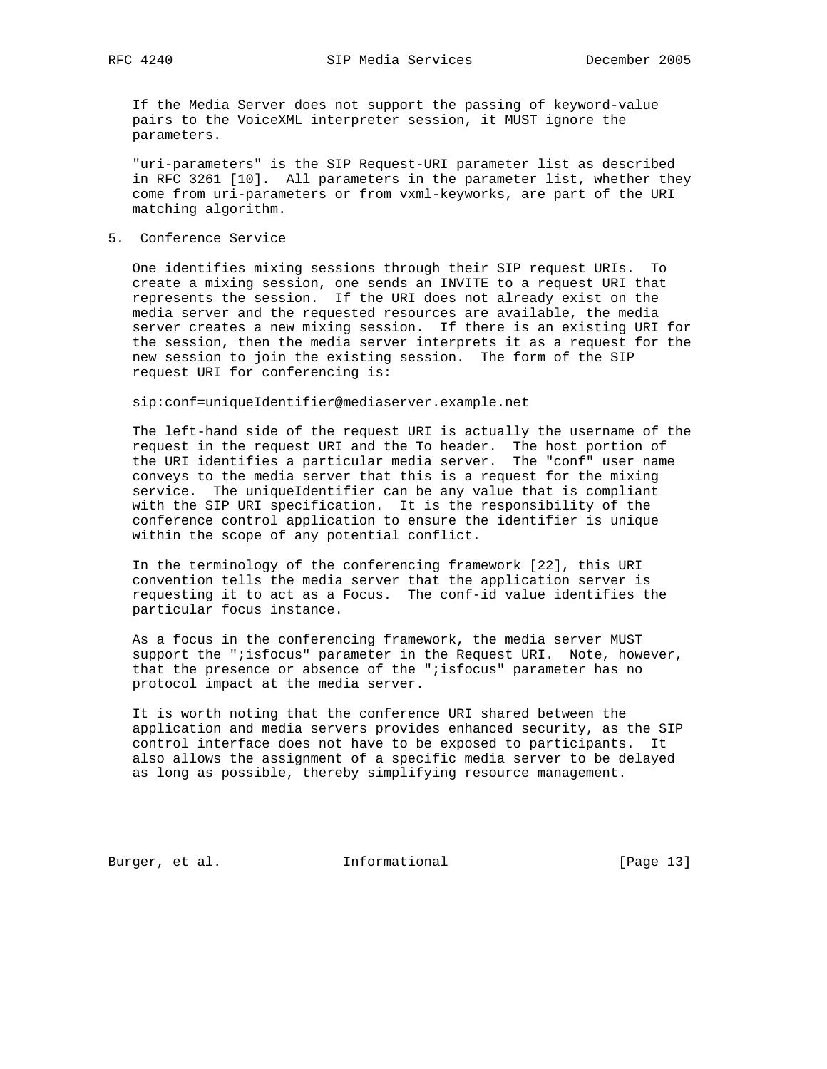If the Media Server does not support the passing of keyword-value pairs to the VoiceXML interpreter session, it MUST ignore the parameters.

"uri-parameters" is the SIP Request-URI parameter list as described in RFC 3261 [10]. All parameters in the parameter list, whether they come from uri-parameters or from vxml-keyworks, are part of the URI matching algorithm.

## 5. Conference Service

One identifies mixing sessions through their SIP request URIs. To create a mixing session, one sends an INVITE to a request URI that represents the session. If the URI does not already exist on the media server and the requested resources are available, the media server creates a new mixing session. If there is an existing URI for the session, then the media server interprets it as a request for the new session to join the existing session. The form of the SIP request URI for conferencing is:

```
sip:conf=uniqueIdentifier@mediaserver.example.net
```

The left-hand side of the request URI is actually the username of the request in the request URI and the To header. The host portion of the URI identifies a particular media server. The "conf" user name conveys to the media server that this is a request for the mixing service. The uniqueIdentifier can be any value that is compliant with the SIP URI specification. It is the responsibility of the conference control application to ensure the identifier is unique within the scope of any potential conflict.

In the terminology of the conferencing framework [22], this URI convention tells the media server that the application server is requesting it to act as a Focus. The conf-id value identifies the particular focus instance.

As a focus in the conferencing framework, the media server MUST support the ";isfocus" parameter in the Request URI. Note, however, that the presence or absence of the ";isfocus" parameter has no protocol impact at the media server.

It is worth noting that the conference URI shared between the application and media servers provides enhanced security, as the SIP control interface does not have to be exposed to participants. It also allows the assignment of a specific media server to be delayed as long as possible, thereby simplifying resource management.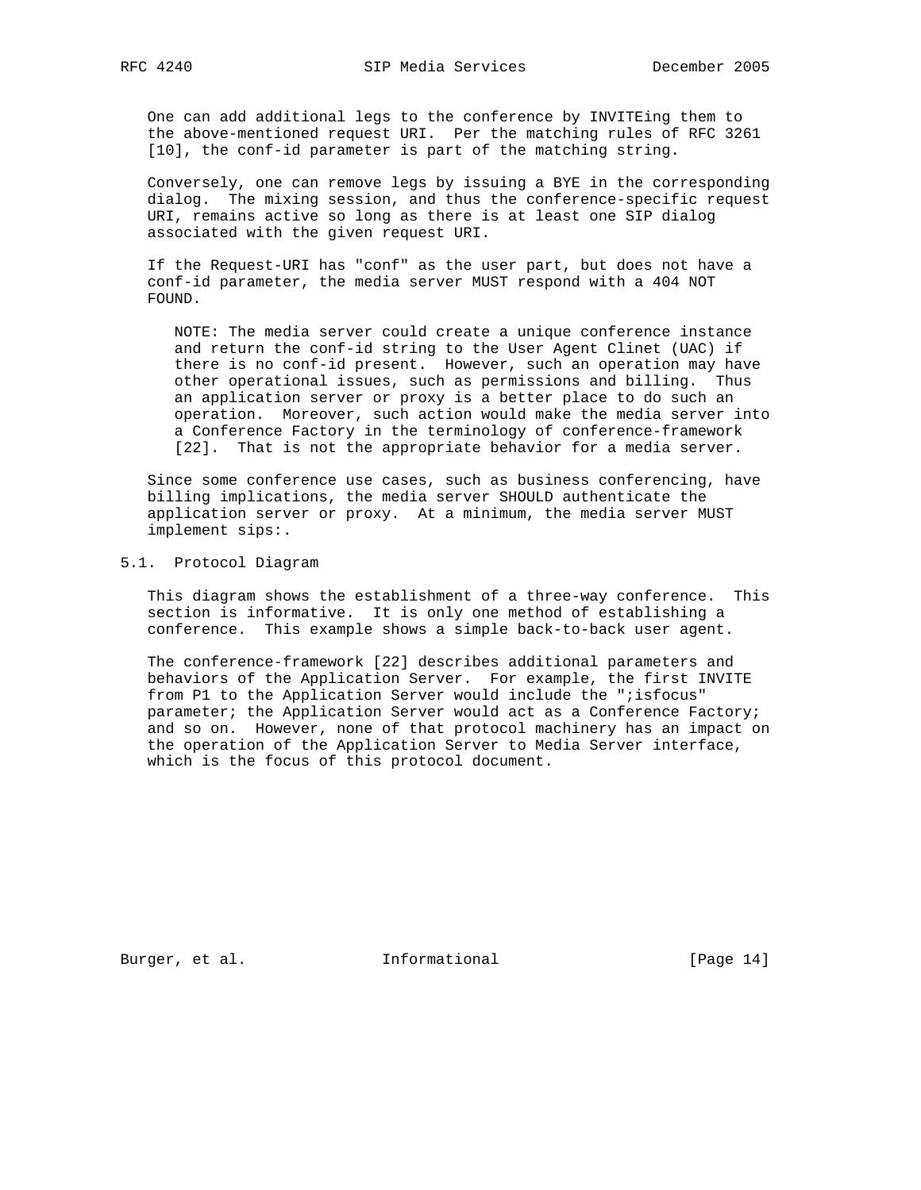One can add additional legs to the conference by INVITEing them to the above-mentioned request URI. Per the matching rules of RFC 3261 [10], the conf-id parameter is part of the matching string.

Conversely, one can remove legs by issuing a BYE in the corresponding dialog. The mixing session, and thus the conference-specific request URI, remains active so long as there is at least one SIP dialog associated with the given request URI.

If the Request-URI has "conf" as the user part, but does not have a conf-id parameter, the media server MUST respond with a 404 NOT FOUND.

> NOTE: The media server could create a unique conference instance and return the conf-id string to the User Agent Clinet (UAC) if there is no conf-id present. However, such an operation may have other operational issues, such as permissions and billing. Thus an application server or proxy is a better place to do such an operation. Moreover, such action would make the media server into a Conference Factory in the terminology of conference-framework [22]. That is not the appropriate behavior for a media server.

Since some conference use cases, such as business conferencing, have billing implications, the media server SHOULD authenticate the application server or proxy. At a minimum, the media server MUST implement sips:.

## 5.1. Protocol Diagram

This diagram shows the establishment of a three-way conference. This section is informative. It is only one method of establishing a conference. This example shows a simple back-to-back user agent.

The conference-framework [22] describes additional parameters and behaviors of the Application Server. For example, the first INVITE from P1 to the Application Server would include the ";isfocus" parameter; the Application Server would act as a Conference Factory; and so on. However, none of that protocol machinery has an impact on the operation of the Application Server to Media Server interface, which is the focus of this protocol document.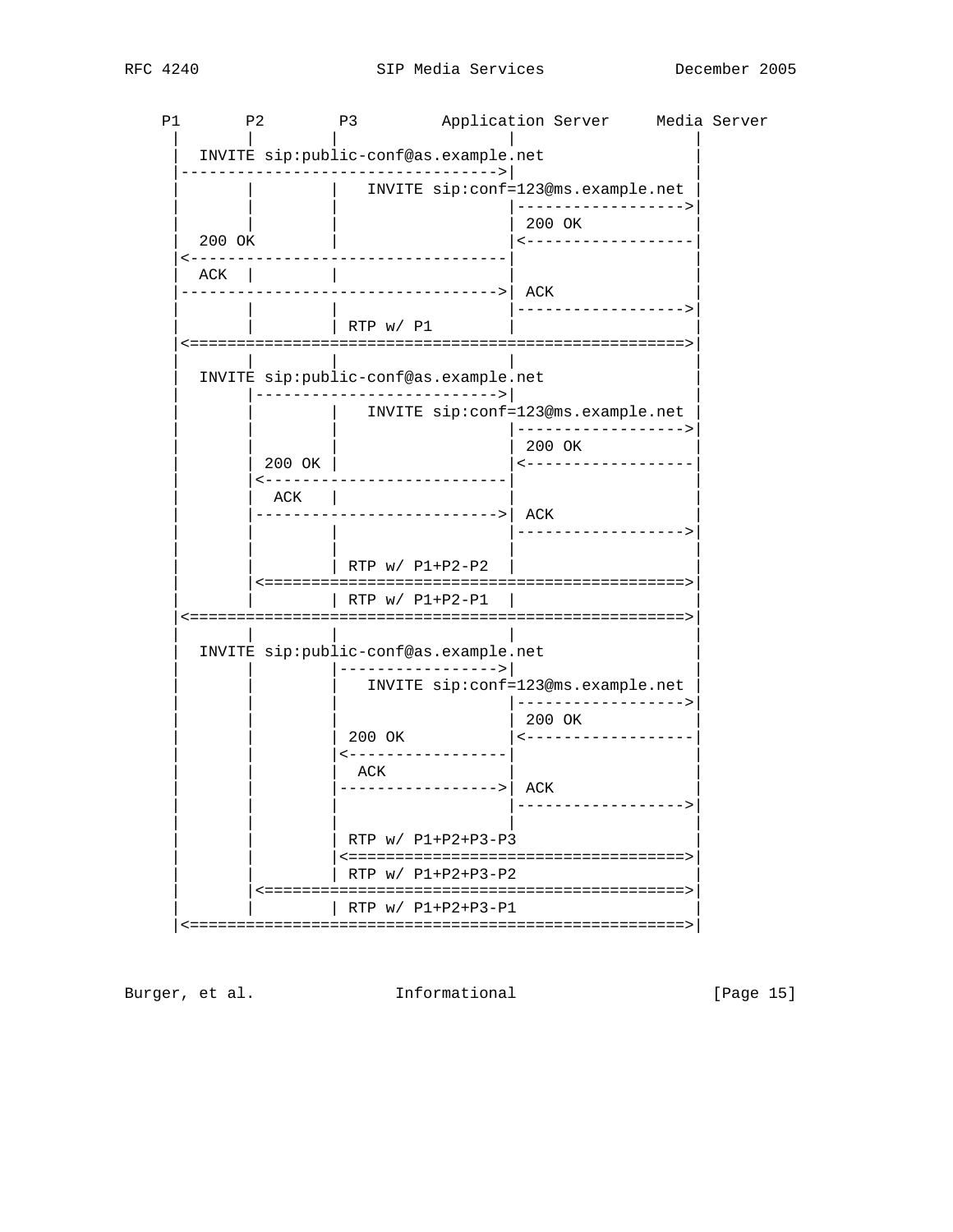```
    P1       P2        P3         Application Server     Media Server
     |        |         |                   |                   |
     |  INVITE sip:public-conf@as.example.net                   |
     |---------------------------------->|                   |
     |        |         |   INVITE sip:conf=123@ms.example.net |
     |        |         |                   |------------------>|
     |        |         |                   | 200 OK            |
     |  200 OK          |                   |<------------------|
     |<----------------------------------|                   |
     |  ACK  |         |                   |                   |
     |---------------------------------->| ACK               |
     |        |         |                   |------------------>|
     |        |         | RTP w/ P1         |                   |
     |<=====================================================>|
     |        |         |                   |                   |
     |  INVITE sip:public-conf@as.example.net                   |
     |        |-------------------------->|                   |
     |        |         |   INVITE sip:conf=123@ms.example.net |
     |        |         |                   |------------------>|
     |        |         |                   | 200 OK            |
     |        | 200 OK  |                   |<------------------|
     |        |<--------------------------|                   |
     |        |  ACK    |                   |                   |
     |        |-------------------------->| ACK               |
     |        |         |                   |------------------>|
     |        |         |                   |                   |
     |        |         | RTP w/ P1+P2-P2   |                   |
     |        |<============================================>|
     |        |         | RTP w/ P1+P2-P1   |                   |
     |<=====================================================>|
     |        |         |                   |                   |
     |  INVITE sip:public-conf@as.example.net                   |
     |        |         |----------------->|                   |
     |        |         |   INVITE sip:conf=123@ms.example.net |
     |        |         |                   |------------------>|
     |        |         |                   | 200 OK            |
     |        |         | 200 OK            |<------------------|
     |        |         |<-----------------|                   |
     |        |         |  ACK              |                   |
     |        |         |----------------->| ACK               |
     |        |         |                   |------------------>|
     |        |         |                   |                   |
     |        |         | RTP w/ P1+P2+P3-P3                    |
     |        |         |<===================================>|
     |        |         | RTP w/ P1+P2+P3-P2                    |
     |        |<============================================>|
     |        |         | RTP w/ P1+P2+P3-P1                    |
     |<=====================================================>|
```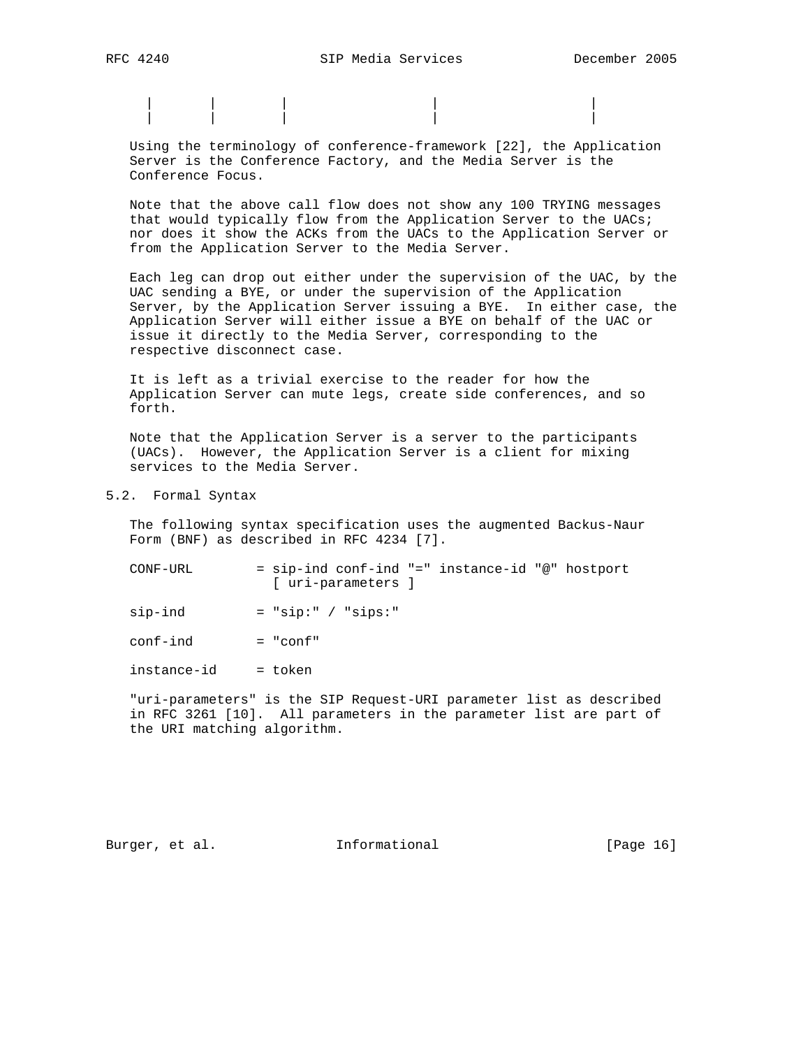Using the terminology of conference-framework [22], the Application Server is the Conference Factory, and the Media Server is the Conference Focus.

Note that the above call flow does not show any 100 TRYING messages that would typically flow from the Application Server to the UACs; nor does it show the ACKs from the UACs to the Application Server or from the Application Server to the Media Server.

Each leg can drop out either under the supervision of the UAC, by the UAC sending a BYE, or under the supervision of the Application Server, by the Application Server issuing a BYE. In either case, the Application Server will either issue a BYE on behalf of the UAC or issue it directly to the Media Server, corresponding to the respective disconnect case.

It is left as a trivial exercise to the reader for how the Application Server can mute legs, create side conferences, and so forth.

Note that the Application Server is a server to the participants (UACs). However, the Application Server is a client for mixing services to the Media Server.

## 5.2. Formal Syntax

The following syntax specification uses the augmented Backus-Naur Form (BNF) as described in RFC 4234 [7].

```
CONF-URL        = sip-ind conf-ind "=" instance-id "@" hostport
                  [ uri-parameters ]

sip-ind         = "sip:" / "sips:"

conf-ind        = "conf"

instance-id     = token
```

"uri-parameters" is the SIP Request-URI parameter list as described in RFC 3261 [10]. All parameters in the parameter list are part of the URI matching algorithm.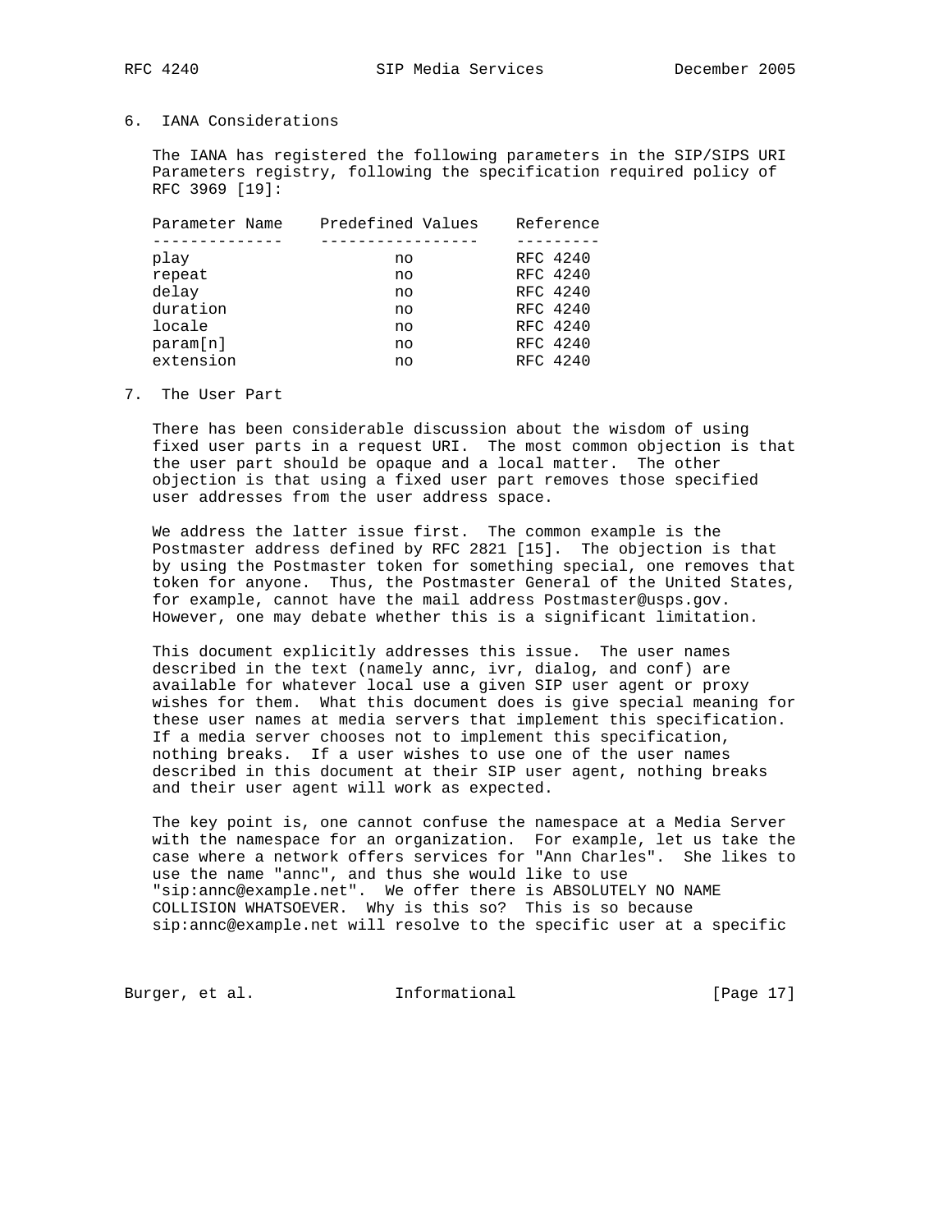## 6. IANA Considerations

The IANA has registered the following parameters in the SIP/SIPS URI Parameters registry, following the specification required policy of RFC 3969 [19]:

| Parameter Name | Predefined Values | Reference |
|---|---|---|
| play | no | RFC 4240 |
| repeat | no | RFC 4240 |
| delay | no | RFC 4240 |
| duration | no | RFC 4240 |
| locale | no | RFC 4240 |
| param[n] | no | RFC 4240 |
| extension | no | RFC 4240 |

## 7. The User Part

There has been considerable discussion about the wisdom of using fixed user parts in a request URI. The most common objection is that the user part should be opaque and a local matter. The other objection is that using a fixed user part removes those specified user addresses from the user address space.

We address the latter issue first. The common example is the Postmaster address defined by RFC 2821 [15]. The objection is that by using the Postmaster token for something special, one removes that token for anyone. Thus, the Postmaster General of the United States, for example, cannot have the mail address Postmaster@usps.gov. However, one may debate whether this is a significant limitation.

This document explicitly addresses this issue. The user names described in the text (namely annc, ivr, dialog, and conf) are available for whatever local use a given SIP user agent or proxy wishes for them. What this document does is give special meaning for these user names at media servers that implement this specification. If a media server chooses not to implement this specification, nothing breaks. If a user wishes to use one of the user names described in this document at their SIP user agent, nothing breaks and their user agent will work as expected.

The key point is, one cannot confuse the namespace at a Media Server with the namespace for an organization. For example, let us take the case where a network offers services for "Ann Charles". She likes to use the name "annc", and thus she would like to use "sip:annc@example.net". We offer there is ABSOLUTELY NO NAME COLLISION WHATSOEVER. Why is this so? This is so because sip:annc@example.net will resolve to the specific user at a specific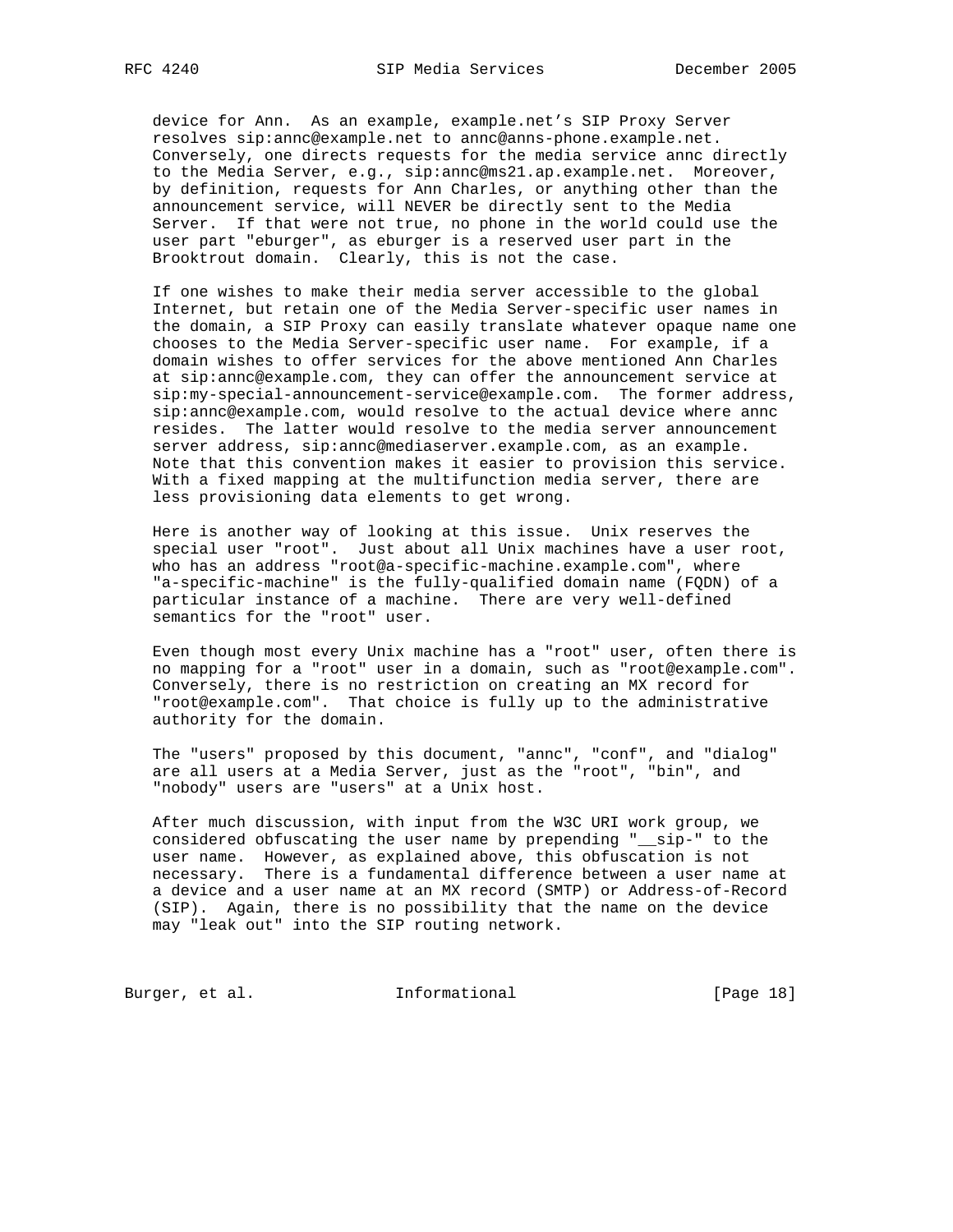device for Ann. As an example, example.net's SIP Proxy Server resolves sip:annc@example.net to annc@anns-phone.example.net. Conversely, one directs requests for the media service annc directly to the Media Server, e.g., sip:annc@ms21.ap.example.net. Moreover, by definition, requests for Ann Charles, or anything other than the announcement service, will NEVER be directly sent to the Media Server. If that were not true, no phone in the world could use the user part "eburger", as eburger is a reserved user part in the Brooktrout domain. Clearly, this is not the case.

If one wishes to make their media server accessible to the global Internet, but retain one of the Media Server-specific user names in the domain, a SIP Proxy can easily translate whatever opaque name one chooses to the Media Server-specific user name. For example, if a domain wishes to offer services for the above mentioned Ann Charles at sip:annc@example.com, they can offer the announcement service at sip:my-special-announcement-service@example.com. The former address, sip:annc@example.com, would resolve to the actual device where annc resides. The latter would resolve to the media server announcement server address, sip:annc@mediaserver.example.com, as an example. Note that this convention makes it easier to provision this service. With a fixed mapping at the multifunction media server, there are less provisioning data elements to get wrong.

Here is another way of looking at this issue. Unix reserves the special user "root". Just about all Unix machines have a user root, who has an address "root@a-specific-machine.example.com", where "a-specific-machine" is the fully-qualified domain name (FQDN) of a particular instance of a machine. There are very well-defined semantics for the "root" user.

Even though most every Unix machine has a "root" user, often there is no mapping for a "root" user in a domain, such as "root@example.com". Conversely, there is no restriction on creating an MX record for "root@example.com". That choice is fully up to the administrative authority for the domain.

The "users" proposed by this document, "annc", "conf", and "dialog" are all users at a Media Server, just as the "root", "bin", and "nobody" users are "users" at a Unix host.

After much discussion, with input from the W3C URI work group, we considered obfuscating the user name by prepending "__sip-" to the user name. However, as explained above, this obfuscation is not necessary. There is a fundamental difference between a user name at a device and a user name at an MX record (SMTP) or Address-of-Record (SIP). Again, there is no possibility that the name on the device may "leak out" into the SIP routing network.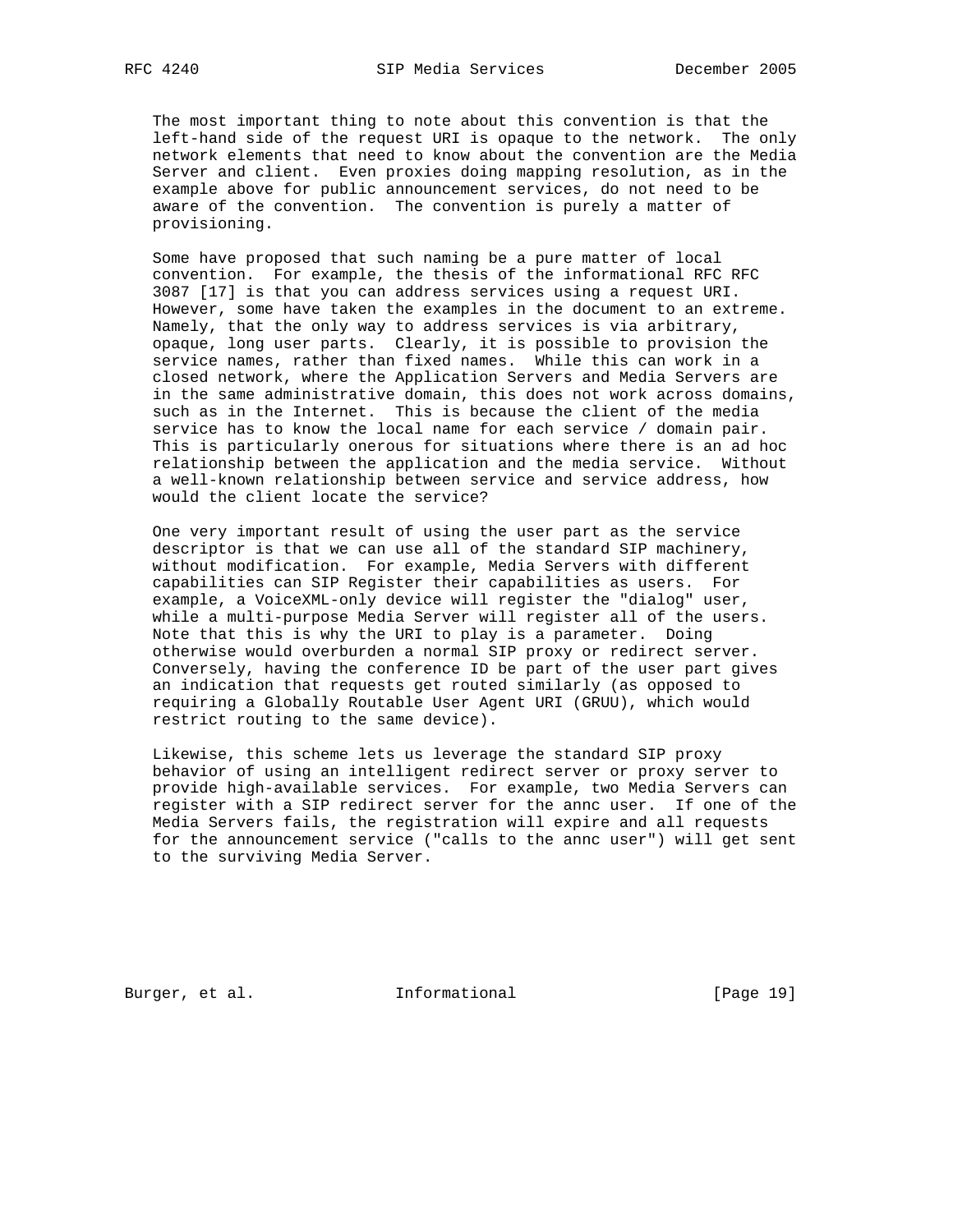The most important thing to note about this convention is that the left-hand side of the request URI is opaque to the network. The only network elements that need to know about the convention are the Media Server and client. Even proxies doing mapping resolution, as in the example above for public announcement services, do not need to be aware of the convention. The convention is purely a matter of provisioning.

Some have proposed that such naming be a pure matter of local convention. For example, the thesis of the informational RFC RFC 3087 [17] is that you can address services using a request URI. However, some have taken the examples in the document to an extreme. Namely, that the only way to address services is via arbitrary, opaque, long user parts. Clearly, it is possible to provision the service names, rather than fixed names. While this can work in a closed network, where the Application Servers and Media Servers are in the same administrative domain, this does not work across domains, such as in the Internet. This is because the client of the media service has to know the local name for each service / domain pair. This is particularly onerous for situations where there is an ad hoc relationship between the application and the media service. Without a well-known relationship between service and service address, how would the client locate the service?

One very important result of using the user part as the service descriptor is that we can use all of the standard SIP machinery, without modification. For example, Media Servers with different capabilities can SIP Register their capabilities as users. For example, a VoiceXML-only device will register the "dialog" user, while a multi-purpose Media Server will register all of the users. Note that this is why the URI to play is a parameter. Doing otherwise would overburden a normal SIP proxy or redirect server. Conversely, having the conference ID be part of the user part gives an indication that requests get routed similarly (as opposed to requiring a Globally Routable User Agent URI (GRUU), which would restrict routing to the same device).

Likewise, this scheme lets us leverage the standard SIP proxy behavior of using an intelligent redirect server or proxy server to provide high-available services. For example, two Media Servers can register with a SIP redirect server for the annc user. If one of the Media Servers fails, the registration will expire and all requests for the announcement service ("calls to the annc user") will get sent to the surviving Media Server.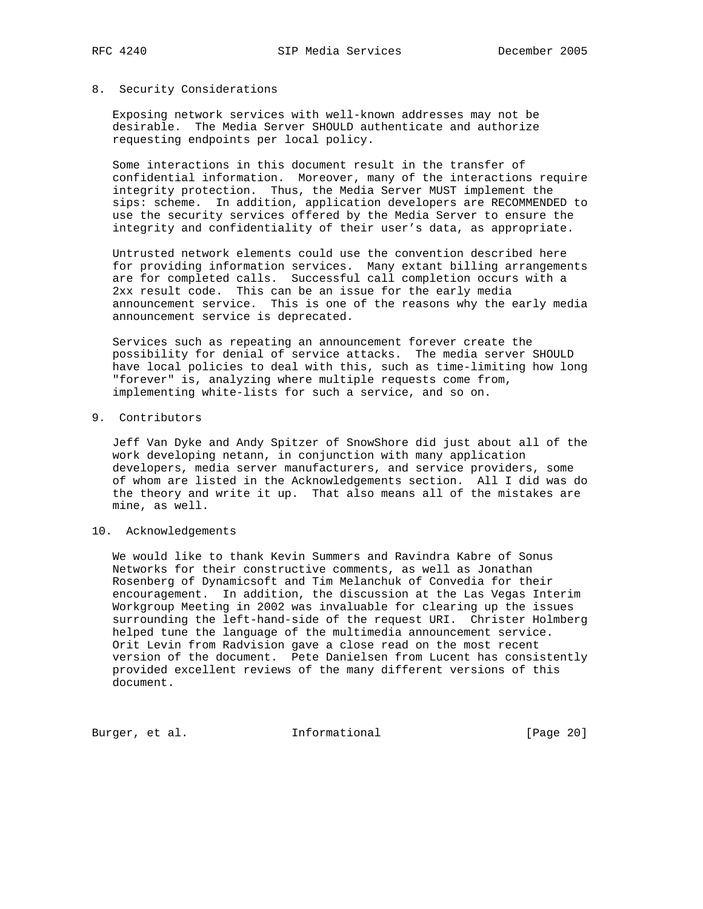## 8. Security Considerations

Exposing network services with well-known addresses may not be desirable. The Media Server SHOULD authenticate and authorize requesting endpoints per local policy.

Some interactions in this document result in the transfer of confidential information. Moreover, many of the interactions require integrity protection. Thus, the Media Server MUST implement the sips: scheme. In addition, application developers are RECOMMENDED to use the security services offered by the Media Server to ensure the integrity and confidentiality of their user's data, as appropriate.

Untrusted network elements could use the convention described here for providing information services. Many extant billing arrangements are for completed calls. Successful call completion occurs with a 2xx result code. This can be an issue for the early media announcement service. This is one of the reasons why the early media announcement service is deprecated.

Services such as repeating an announcement forever create the possibility for denial of service attacks. The media server SHOULD have local policies to deal with this, such as time-limiting how long "forever" is, analyzing where multiple requests come from, implementing white-lists for such a service, and so on.

## 9. Contributors

Jeff Van Dyke and Andy Spitzer of SnowShore did just about all of the work developing netann, in conjunction with many application developers, media server manufacturers, and service providers, some of whom are listed in the Acknowledgements section. All I did was do the theory and write it up. That also means all of the mistakes are mine, as well.

## 10. Acknowledgements

We would like to thank Kevin Summers and Ravindra Kabre of Sonus Networks for their constructive comments, as well as Jonathan Rosenberg of Dynamicsoft and Tim Melanchuk of Convedia for their encouragement. In addition, the discussion at the Las Vegas Interim Workgroup Meeting in 2002 was invaluable for clearing up the issues surrounding the left-hand-side of the request URI. Christer Holmberg helped tune the language of the multimedia announcement service. Orit Levin from Radvision gave a close read on the most recent version of the document. Pete Danielsen from Lucent has consistently provided excellent reviews of the many different versions of this document.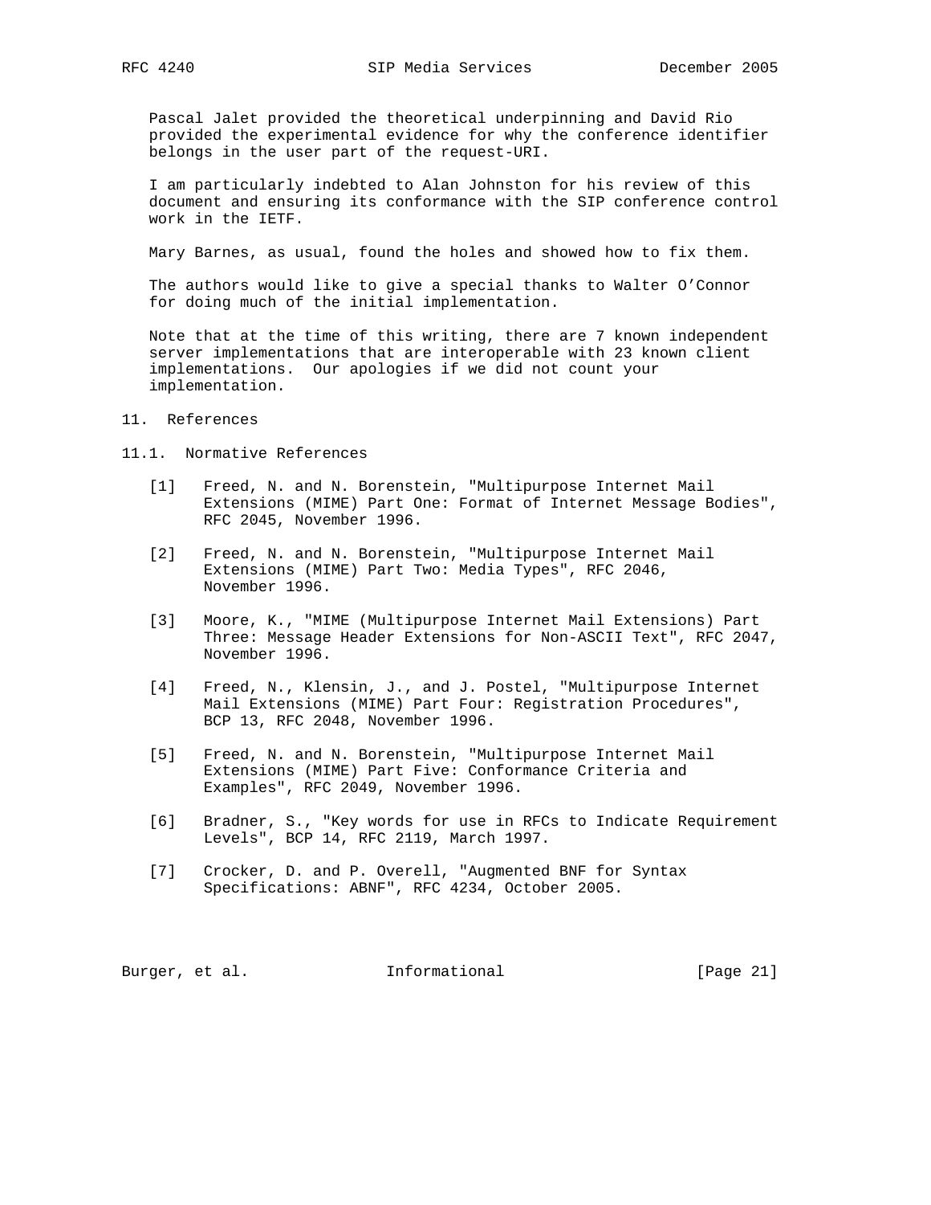Pascal Jalet provided the theoretical underpinning and David Rio provided the experimental evidence for why the conference identifier belongs in the user part of the request-URI.

I am particularly indebted to Alan Johnston for his review of this document and ensuring its conformance with the SIP conference control work in the IETF.

Mary Barnes, as usual, found the holes and showed how to fix them.

The authors would like to give a special thanks to Walter O'Connor for doing much of the initial implementation.

Note that at the time of this writing, there are 7 known independent server implementations that are interoperable with 23 known client implementations. Our apologies if we did not count your implementation.

## 11. References

### 11.1. Normative References

[1] Freed, N. and N. Borenstein, "Multipurpose Internet Mail Extensions (MIME) Part One: Format of Internet Message Bodies", RFC 2045, November 1996.

[2] Freed, N. and N. Borenstein, "Multipurpose Internet Mail Extensions (MIME) Part Two: Media Types", RFC 2046, November 1996.

[3] Moore, K., "MIME (Multipurpose Internet Mail Extensions) Part Three: Message Header Extensions for Non-ASCII Text", RFC 2047, November 1996.

[4] Freed, N., Klensin, J., and J. Postel, "Multipurpose Internet Mail Extensions (MIME) Part Four: Registration Procedures", BCP 13, RFC 2048, November 1996.

[5] Freed, N. and N. Borenstein, "Multipurpose Internet Mail Extensions (MIME) Part Five: Conformance Criteria and Examples", RFC 2049, November 1996.

[6] Bradner, S., "Key words for use in RFCs to Indicate Requirement Levels", BCP 14, RFC 2119, March 1997.

[7] Crocker, D. and P. Overell, "Augmented BNF for Syntax Specifications: ABNF", RFC 4234, October 2005.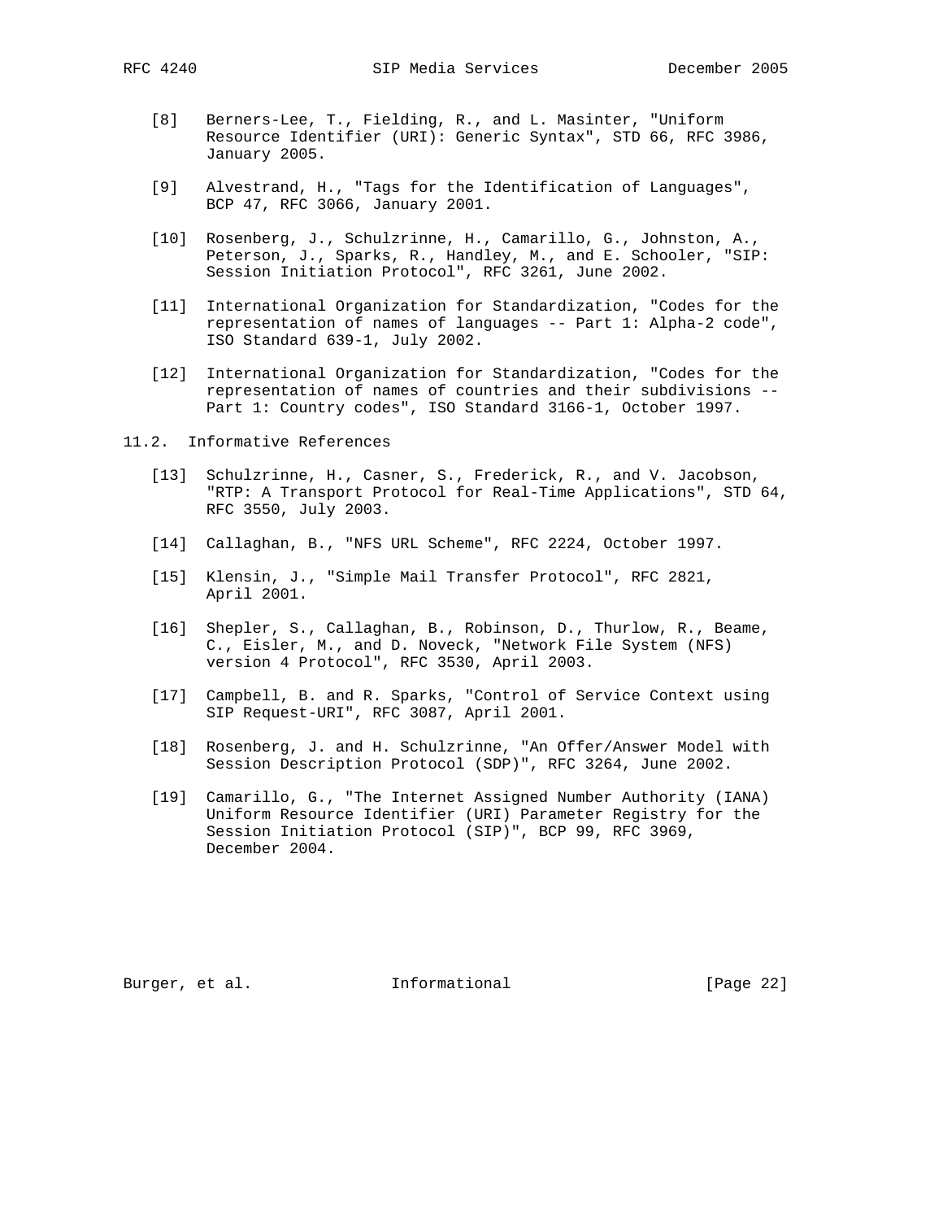[8] Berners-Lee, T., Fielding, R., and L. Masinter, "Uniform Resource Identifier (URI): Generic Syntax", STD 66, RFC 3986, January 2005.

[9] Alvestrand, H., "Tags for the Identification of Languages", BCP 47, RFC 3066, January 2001.

[10] Rosenberg, J., Schulzrinne, H., Camarillo, G., Johnston, A., Peterson, J., Sparks, R., Handley, M., and E. Schooler, "SIP: Session Initiation Protocol", RFC 3261, June 2002.

[11] International Organization for Standardization, "Codes for the representation of names of languages -- Part 1: Alpha-2 code", ISO Standard 639-1, July 2002.

[12] International Organization for Standardization, "Codes for the representation of names of countries and their subdivisions -- Part 1: Country codes", ISO Standard 3166-1, October 1997.

### 11.2. Informative References

[13] Schulzrinne, H., Casner, S., Frederick, R., and V. Jacobson, "RTP: A Transport Protocol for Real-Time Applications", STD 64, RFC 3550, July 2003.

[14] Callaghan, B., "NFS URL Scheme", RFC 2224, October 1997.

[15] Klensin, J., "Simple Mail Transfer Protocol", RFC 2821, April 2001.

[16] Shepler, S., Callaghan, B., Robinson, D., Thurlow, R., Beame, C., Eisler, M., and D. Noveck, "Network File System (NFS) version 4 Protocol", RFC 3530, April 2003.

[17] Campbell, B. and R. Sparks, "Control of Service Context using SIP Request-URI", RFC 3087, April 2001.

[18] Rosenberg, J. and H. Schulzrinne, "An Offer/Answer Model with Session Description Protocol (SDP)", RFC 3264, June 2002.

[19] Camarillo, G., "The Internet Assigned Number Authority (IANA) Uniform Resource Identifier (URI) Parameter Registry for the Session Initiation Protocol (SIP)", BCP 99, RFC 3969, December 2004.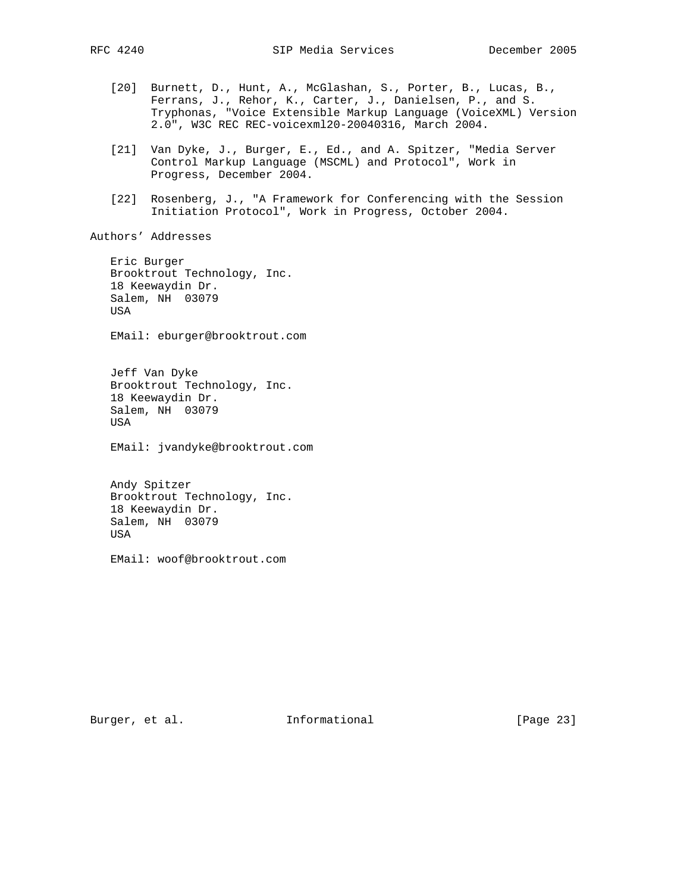[20] Burnett, D., Hunt, A., McGlashan, S., Porter, B., Lucas, B., Ferrans, J., Rehor, K., Carter, J., Danielsen, P., and S. Tryphonas, "Voice Extensible Markup Language (VoiceXML) Version 2.0", W3C REC REC-voicexml20-20040316, March 2004.

[21] Van Dyke, J., Burger, E., Ed., and A. Spitzer, "Media Server Control Markup Language (MSCML) and Protocol", Work in Progress, December 2004.

[22] Rosenberg, J., "A Framework for Conferencing with the Session Initiation Protocol", Work in Progress, October 2004.

## Authors' Addresses

Eric Burger
Brooktrout Technology, Inc.
18 Keewaydin Dr.
Salem, NH 03079
USA

EMail: eburger@brooktrout.com

Jeff Van Dyke
Brooktrout Technology, Inc.
18 Keewaydin Dr.
Salem, NH 03079
USA

EMail: jvandyke@brooktrout.com

Andy Spitzer
Brooktrout Technology, Inc.
18 Keewaydin Dr.
Salem, NH 03079
USA

EMail: woof@brooktrout.com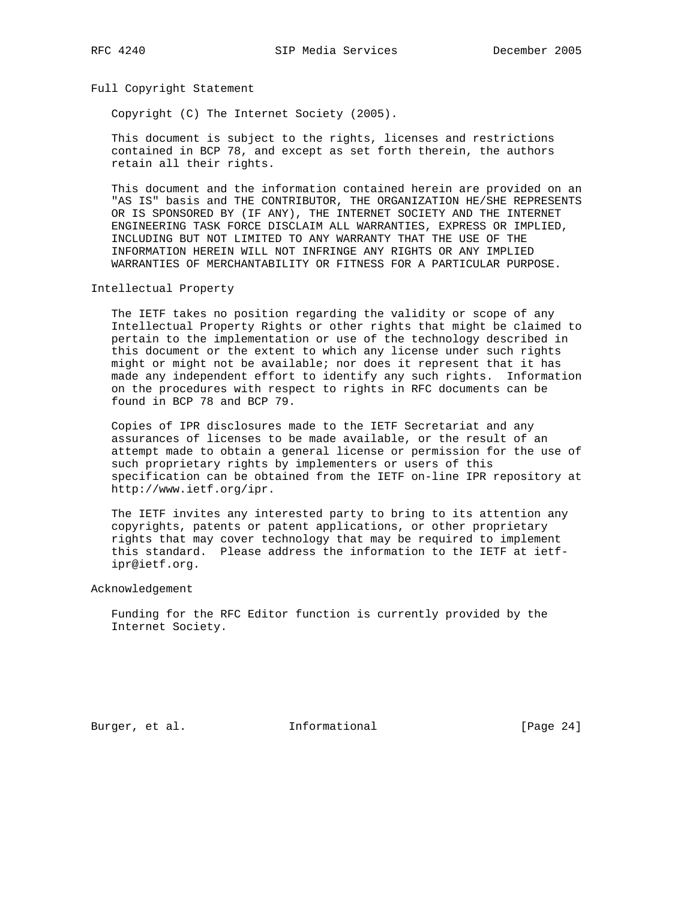## Full Copyright Statement

Copyright (C) The Internet Society (2005).

This document is subject to the rights, licenses and restrictions contained in BCP 78, and except as set forth therein, the authors retain all their rights.

This document and the information contained herein are provided on an "AS IS" basis and THE CONTRIBUTOR, THE ORGANIZATION HE/SHE REPRESENTS OR IS SPONSORED BY (IF ANY), THE INTERNET SOCIETY AND THE INTERNET ENGINEERING TASK FORCE DISCLAIM ALL WARRANTIES, EXPRESS OR IMPLIED, INCLUDING BUT NOT LIMITED TO ANY WARRANTY THAT THE USE OF THE INFORMATION HEREIN WILL NOT INFRINGE ANY RIGHTS OR ANY IMPLIED WARRANTIES OF MERCHANTABILITY OR FITNESS FOR A PARTICULAR PURPOSE.

## Intellectual Property

The IETF takes no position regarding the validity or scope of any Intellectual Property Rights or other rights that might be claimed to pertain to the implementation or use of the technology described in this document or the extent to which any license under such rights might or might not be available; nor does it represent that it has made any independent effort to identify any such rights. Information on the procedures with respect to rights in RFC documents can be found in BCP 78 and BCP 79.

Copies of IPR disclosures made to the IETF Secretariat and any assurances of licenses to be made available, or the result of an attempt made to obtain a general license or permission for the use of such proprietary rights by implementers or users of this specification can be obtained from the IETF on-line IPR repository at http://www.ietf.org/ipr.

The IETF invites any interested party to bring to its attention any copyrights, patents or patent applications, or other proprietary rights that may cover technology that may be required to implement this standard. Please address the information to the IETF at ietf-ipr@ietf.org.

## Acknowledgement

Funding for the RFC Editor function is currently provided by the Internet Society.